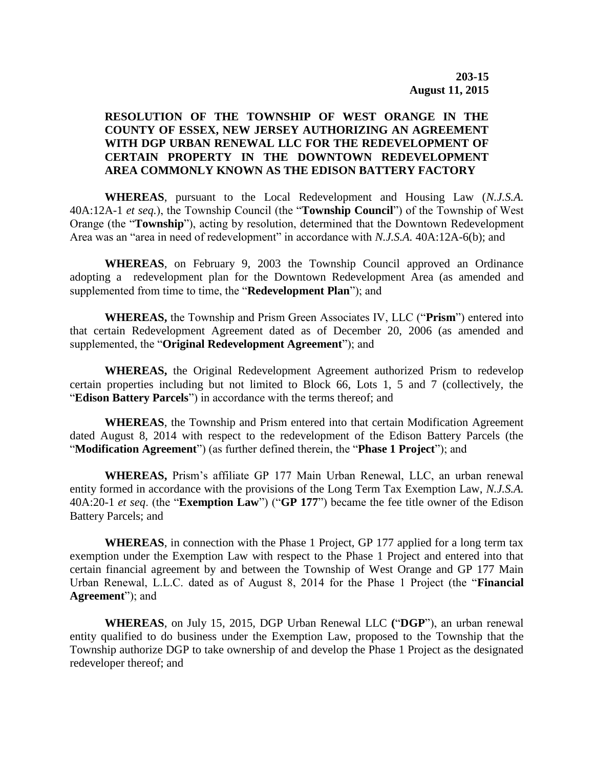**203-15**
**August 11, 2015**

**RESOLUTION OF THE TOWNSHIP OF WEST ORANGE IN THE COUNTY OF ESSEX, NEW JERSEY AUTHORIZING AN AGREEMENT WITH DGP URBAN RENEWAL LLC FOR THE REDEVELOPMENT OF CERTAIN PROPERTY IN THE DOWNTOWN REDEVELOPMENT AREA COMMONLY KNOWN AS THE EDISON BATTERY FACTORY**

**WHEREAS**, pursuant to the Local Redevelopment and Housing Law (*N.J.S.A.* 40A:12A-1 *et seq.*), the Township Council (the "**Township Council**") of the Township of West Orange (the "**Township**"), acting by resolution, determined that the Downtown Redevelopment Area was an "area in need of redevelopment" in accordance with *N.J.S.A.* 40A:12A-6(b); and

**WHEREAS**, on February 9, 2003 the Township Council approved an Ordinance adopting a redevelopment plan for the Downtown Redevelopment Area (as amended and supplemented from time to time, the "**Redevelopment Plan**"); and

**WHEREAS,** the Township and Prism Green Associates IV, LLC ("**Prism**") entered into that certain Redevelopment Agreement dated as of December 20, 2006 (as amended and supplemented, the "**Original Redevelopment Agreement**"); and

**WHEREAS,** the Original Redevelopment Agreement authorized Prism to redevelop certain properties including but not limited to Block 66, Lots 1, 5 and 7 (collectively, the "**Edison Battery Parcels**") in accordance with the terms thereof; and

**WHEREAS**, the Township and Prism entered into that certain Modification Agreement dated August 8, 2014 with respect to the redevelopment of the Edison Battery Parcels (the "**Modification Agreement**") (as further defined therein, the "**Phase 1 Project**"); and

**WHEREAS,** Prism's affiliate GP 177 Main Urban Renewal, LLC, an urban renewal entity formed in accordance with the provisions of the Long Term Tax Exemption Law, *N.J.S.A.* 40A:20-1 *et seq*. (the "**Exemption Law**") ("**GP 177**") became the fee title owner of the Edison Battery Parcels; and

**WHEREAS**, in connection with the Phase 1 Project, GP 177 applied for a long term tax exemption under the Exemption Law with respect to the Phase 1 Project and entered into that certain financial agreement by and between the Township of West Orange and GP 177 Main Urban Renewal, L.L.C. dated as of August 8, 2014 for the Phase 1 Project (the "**Financial Agreement**"); and

**WHEREAS**, on July 15, 2015, DGP Urban Renewal LLC **(**"**DGP**"), an urban renewal entity qualified to do business under the Exemption Law, proposed to the Township that the Township authorize DGP to take ownership of and develop the Phase 1 Project as the designated redeveloper thereof; and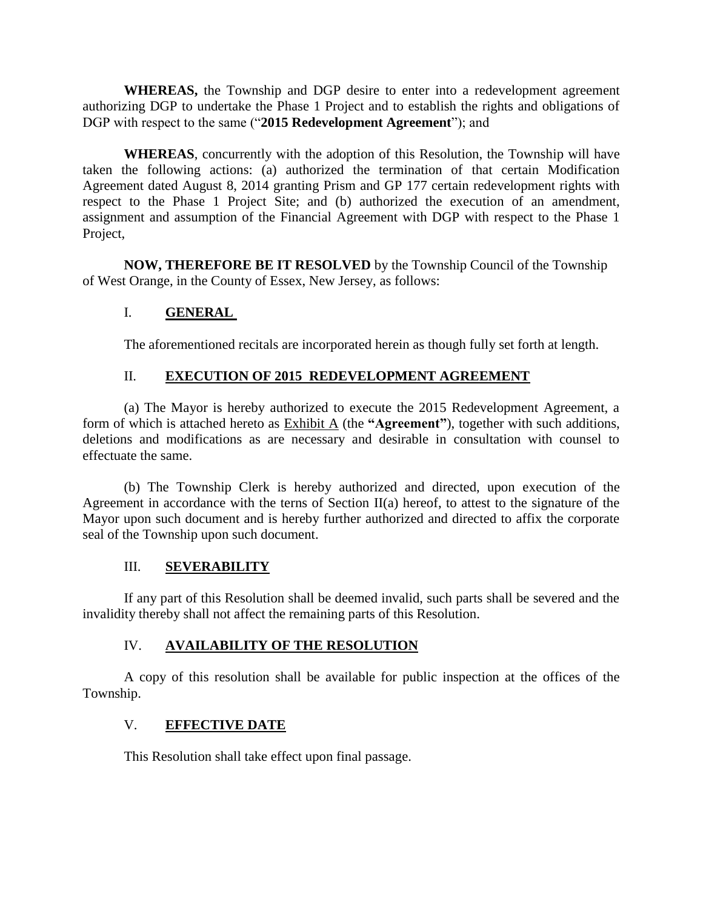**WHEREAS,** the Township and DGP desire to enter into a redevelopment agreement authorizing DGP to undertake the Phase 1 Project and to establish the rights and obligations of DGP with respect to the same ("**2015 Redevelopment Agreement**"); and

**WHEREAS**, concurrently with the adoption of this Resolution, the Township will have taken the following actions: (a) authorized the termination of that certain Modification Agreement dated August 8, 2014 granting Prism and GP 177 certain redevelopment rights with respect to the Phase 1 Project Site; and (b) authorized the execution of an amendment, assignment and assumption of the Financial Agreement with DGP with respect to the Phase 1 Project,

**NOW, THEREFORE BE IT RESOLVED** by the Township Council of the Township of West Orange, in the County of Essex, New Jersey, as follows:

## I. GENERAL

The aforementioned recitals are incorporated herein as though fully set forth at length.

## II. EXECUTION OF 2015 REDEVELOPMENT AGREEMENT

(a) The Mayor is hereby authorized to execute the 2015 Redevelopment Agreement, a form of which is attached hereto as Exhibit A (the **"Agreement"**), together with such additions, deletions and modifications as are necessary and desirable in consultation with counsel to effectuate the same.

(b) The Township Clerk is hereby authorized and directed, upon execution of the Agreement in accordance with the terns of Section II(a) hereof, to attest to the signature of the Mayor upon such document and is hereby further authorized and directed to affix the corporate seal of the Township upon such document.

## III. SEVERABILITY

If any part of this Resolution shall be deemed invalid, such parts shall be severed and the invalidity thereby shall not affect the remaining parts of this Resolution.

## IV. AVAILABILITY OF THE RESOLUTION

A copy of this resolution shall be available for public inspection at the offices of the Township.

## V. EFFECTIVE DATE

This Resolution shall take effect upon final passage.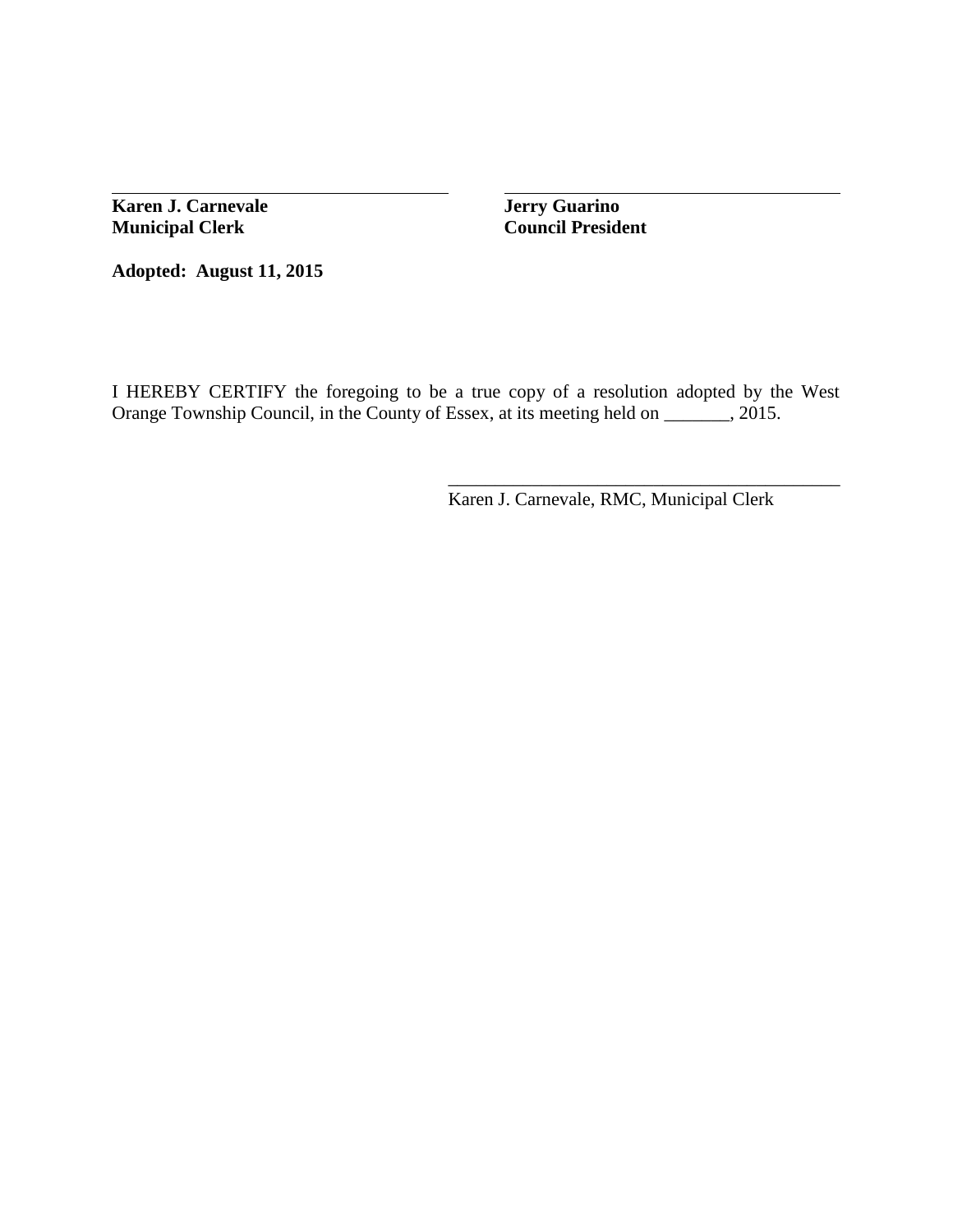\_\_\_\_\_\_\_\_\_\_\_\_\_\_\_\_\_\_\_\_\_\_\_\_\_\_\_\_\_\_\_\_\_\_\_\_
**Karen J. Carnevale**
**Municipal Clerk**

\_\_\_\_\_\_\_\_\_\_\_\_\_\_\_\_\_\_\_\_\_\_\_\_\_\_\_\_\_\_\_\_\_\_\_\_
**Jerry Guarino**
**Council President**

**Adopted: August 11, 2015**

I HEREBY CERTIFY the foregoing to be a true copy of a resolution adopted by the West Orange Township Council, in the County of Essex, at its meeting held on _______, 2015.

\_\_\_\_\_\_\_\_\_\_\_\_\_\_\_\_\_\_\_\_\_\_\_\_\_\_\_\_\_\_\_\_\_\_\_\_\_\_\_\_\_\_\_\_
Karen J. Carnevale, RMC, Municipal Clerk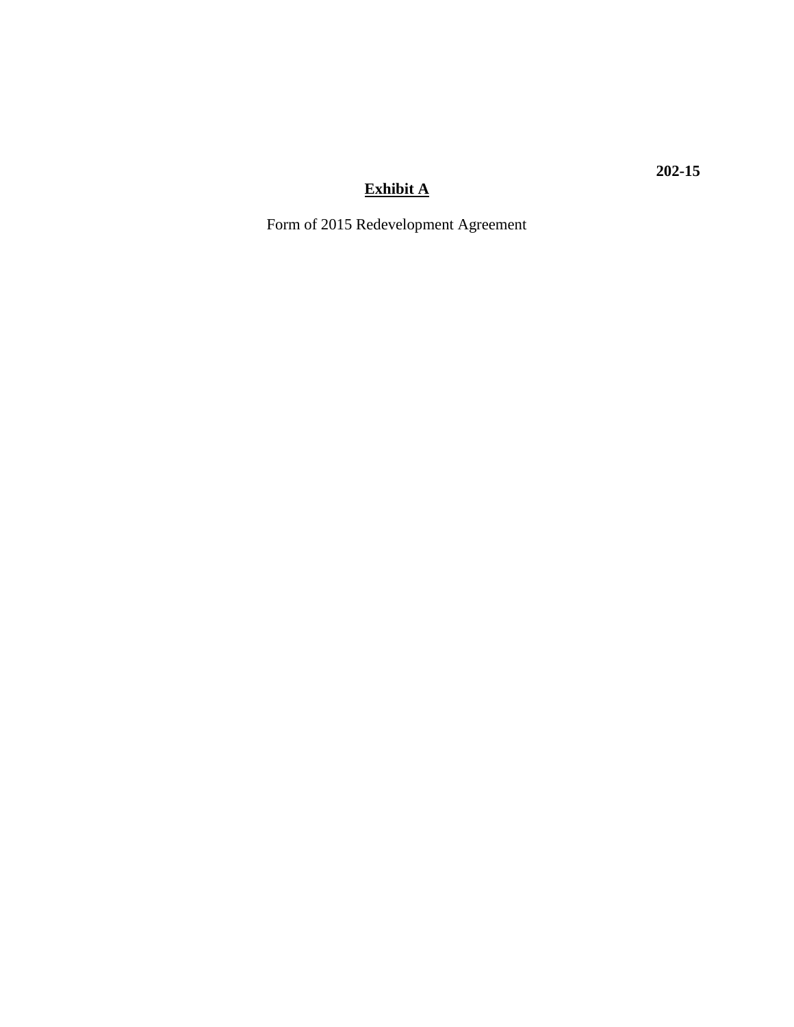**202-15**

**Exhibit A**

Form of 2015 Redevelopment Agreement